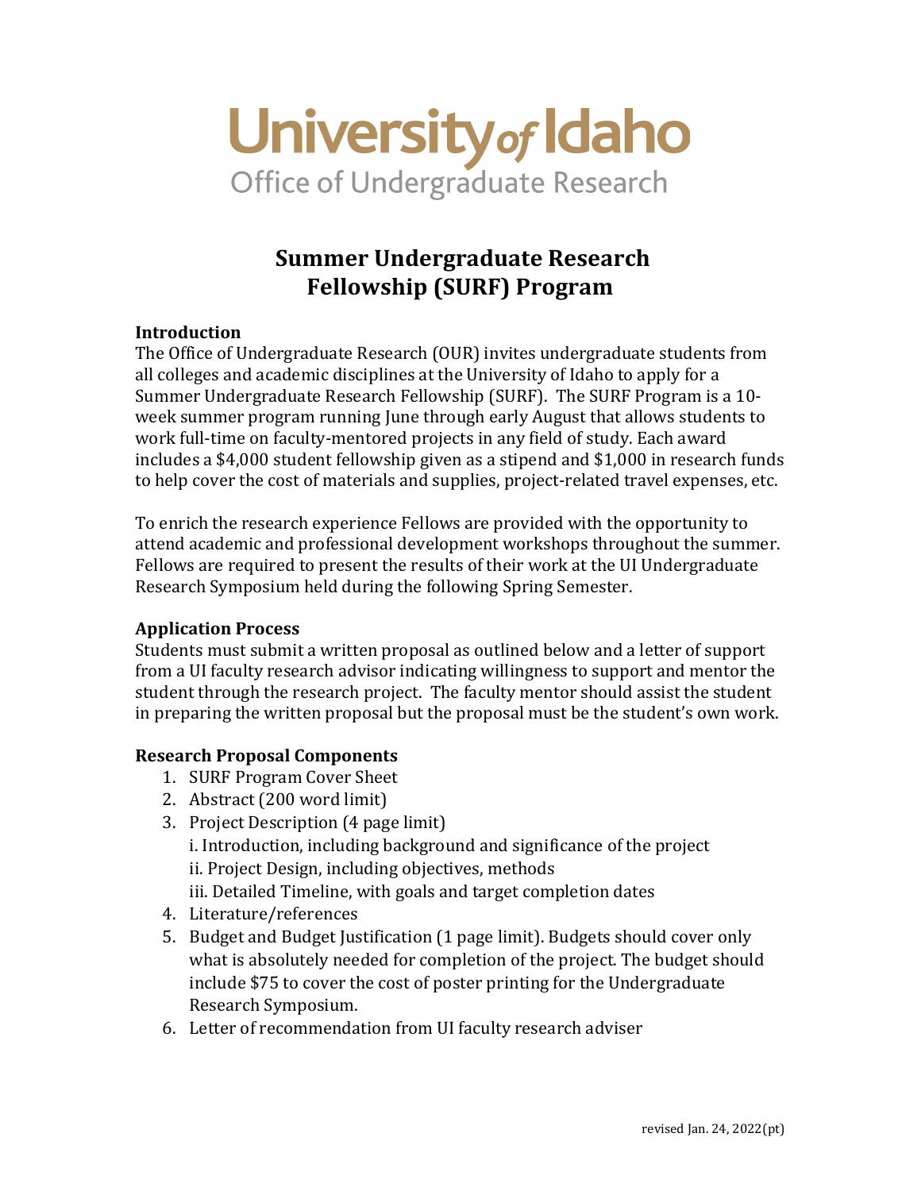University of Idaho
Office of Undergraduate Research

# Summer Undergraduate Research Fellowship (SURF) Program

### Introduction

The Office of Undergraduate Research (OUR) invites undergraduate students from all colleges and academic disciplines at the University of Idaho to apply for a Summer Undergraduate Research Fellowship (SURF). The SURF Program is a 10-week summer program running June through early August that allows students to work full-time on faculty-mentored projects in any field of study. Each award includes a $4,000 student fellowship given as a stipend and $1,000 in research funds to help cover the cost of materials and supplies, project-related travel expenses, etc.

To enrich the research experience Fellows are provided with the opportunity to attend academic and professional development workshops throughout the summer. Fellows are required to present the results of their work at the UI Undergraduate Research Symposium held during the following Spring Semester.

### Application Process

Students must submit a written proposal as outlined below and a letter of support from a UI faculty research advisor indicating willingness to support and mentor the student through the research project. The faculty mentor should assist the student in preparing the written proposal but the proposal must be the student's own work.

### Research Proposal Components

1. SURF Program Cover Sheet
2. Abstract (200 word limit)
3. Project Description (4 page limit)
   i. Introduction, including background and significance of the project
   ii. Project Design, including objectives, methods
   iii. Detailed Timeline, with goals and target completion dates
4. Literature/references
5. Budget and Budget Justification (1 page limit). Budgets should cover only what is absolutely needed for completion of the project. The budget should include $75 to cover the cost of poster printing for the Undergraduate Research Symposium.
6. Letter of recommendation from UI faculty research adviser

revised Jan. 24, 2022(pt)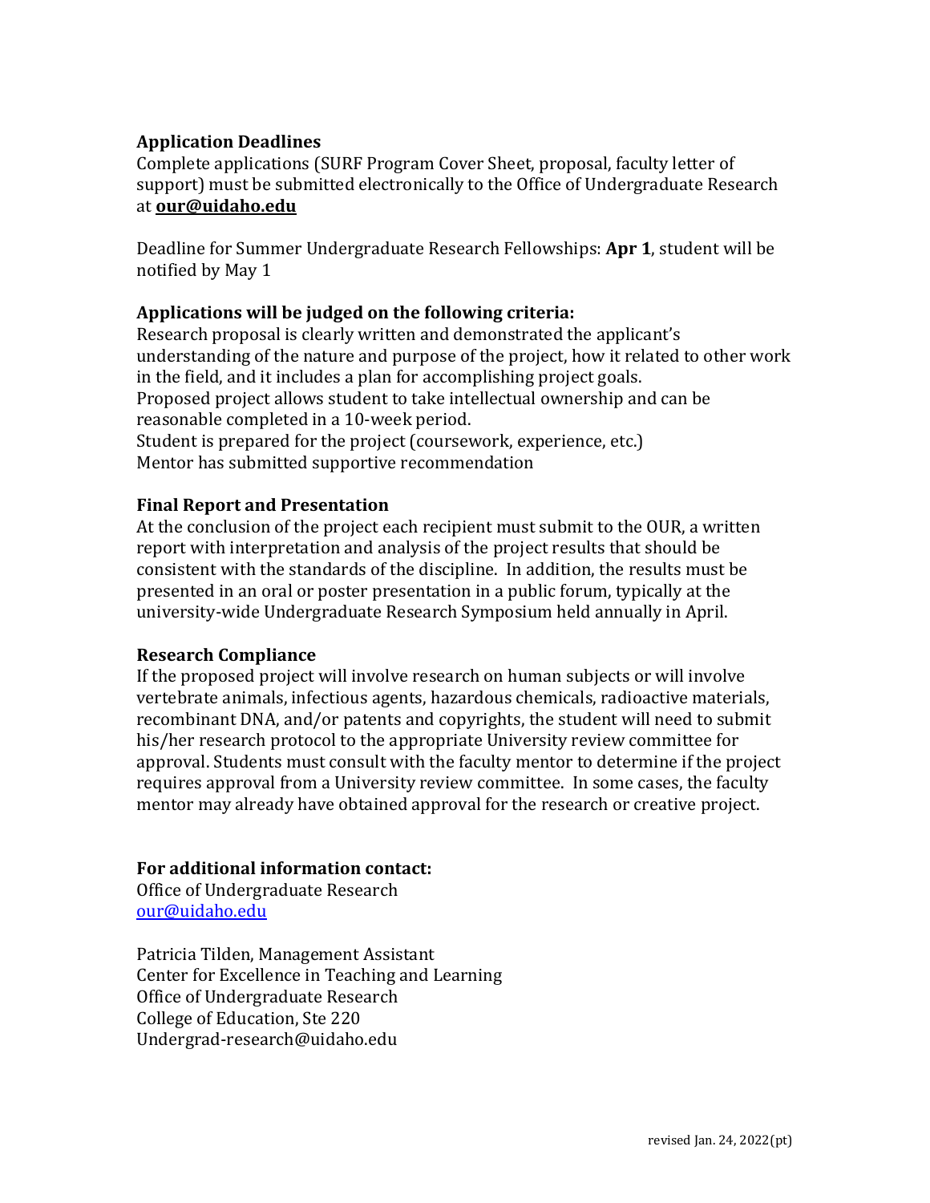**Application Deadlines**

Complete applications (SURF Program Cover Sheet, proposal, faculty letter of support) must be submitted electronically to the Office of Undergraduate Research at **our@uidaho.edu**

Deadline for Summer Undergraduate Research Fellowships: **Apr 1**, student will be notified by May 1

**Applications will be judged on the following criteria:**

Research proposal is clearly written and demonstrated the applicant's understanding of the nature and purpose of the project, how it related to other work in the field, and it includes a plan for accomplishing project goals.
Proposed project allows student to take intellectual ownership and can be reasonable completed in a 10-week period.
Student is prepared for the project (coursework, experience, etc.)
Mentor has submitted supportive recommendation

**Final Report and Presentation**

At the conclusion of the project each recipient must submit to the OUR, a written report with interpretation and analysis of the project results that should be consistent with the standards of the discipline. In addition, the results must be presented in an oral or poster presentation in a public forum, typically at the university-wide Undergraduate Research Symposium held annually in April.

**Research Compliance**

If the proposed project will involve research on human subjects or will involve vertebrate animals, infectious agents, hazardous chemicals, radioactive materials, recombinant DNA, and/or patents and copyrights, the student will need to submit his/her research protocol to the appropriate University review committee for approval. Students must consult with the faculty mentor to determine if the project requires approval from a University review committee. In some cases, the faculty mentor may already have obtained approval for the research or creative project.

**For additional information contact:**

Office of Undergraduate Research
our@uidaho.edu

Patricia Tilden, Management Assistant
Center for Excellence in Teaching and Learning
Office of Undergraduate Research
College of Education, Ste 220
Undergrad-research@uidaho.edu

revised Jan. 24, 2022(pt)